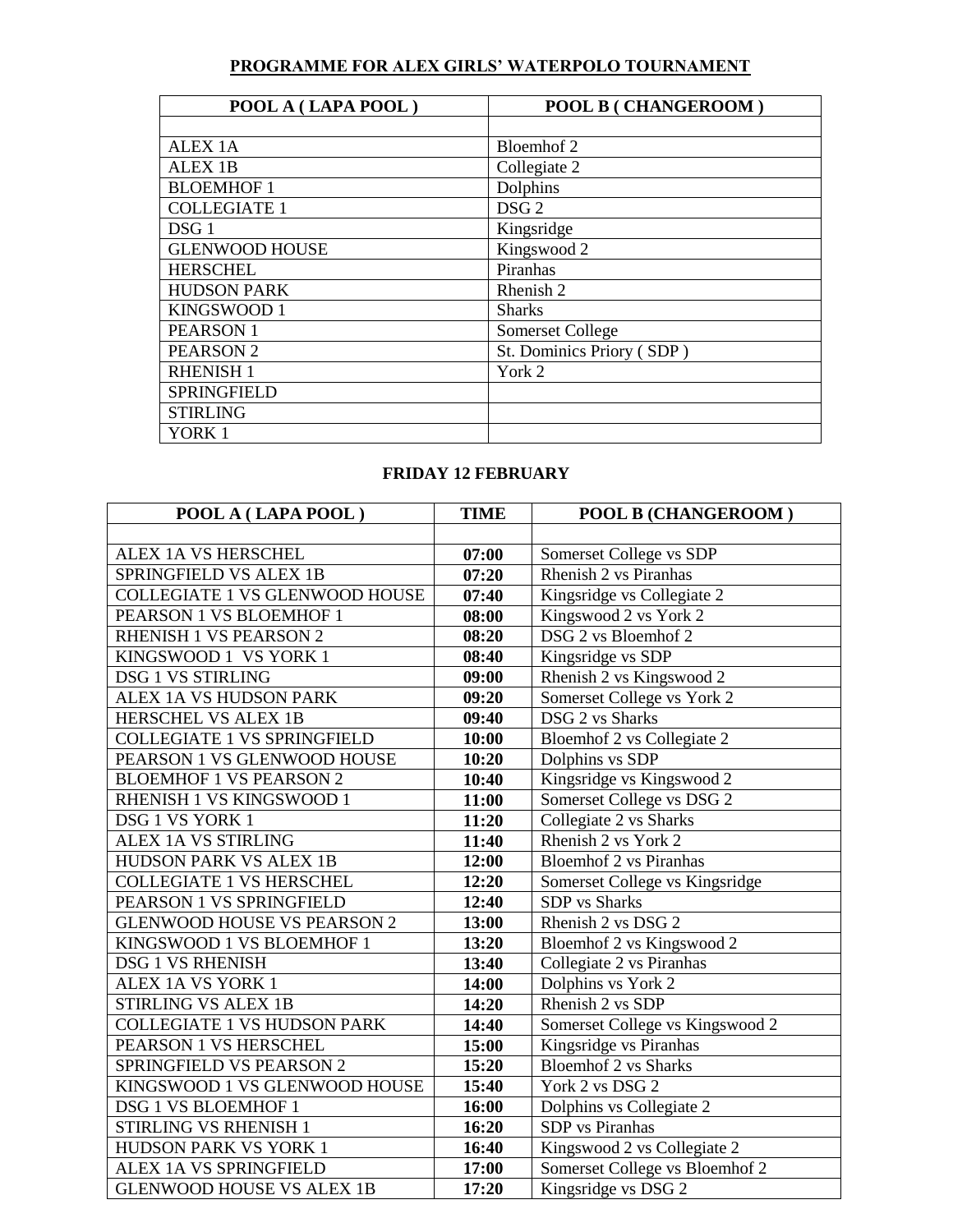## PROGRAMME FOR ALEX GIRLS' WATERPOLO TOURNAMENT

| POOL A ( LAPA POOL ) | POOL B ( CHANGEROOM ) |
|---|---|
| | |
| ALEX 1A | Bloemhof 2 |
| ALEX 1B | Collegiate 2 |
| BLOEMHOF 1 | Dolphins |
| COLLEGIATE 1 | DSG 2 |
| DSG 1 | Kingsridge |
| GLENWOOD HOUSE | Kingswood 2 |
| HERSCHEL | Piranhas |
| HUDSON PARK | Rhenish 2 |
| KINGSWOOD 1 | Sharks |
| PEARSON 1 | Somerset College |
| PEARSON 2 | St. Dominics Priory ( SDP ) |
| RHENISH 1 | York 2 |
| SPRINGFIELD | |
| STIRLING | |
| YORK 1 | |

### FRIDAY 12 FEBRUARY

| POOL A ( LAPA POOL ) | TIME | POOL B (CHANGEROOM ) |
|---|---|---|
| | | |
| ALEX 1A VS HERSCHEL | **07:00** | Somerset College vs SDP |
| SPRINGFIELD VS ALEX 1B | **07:20** | Rhenish 2 vs Piranhas |
| COLLEGIATE 1 VS GLENWOOD HOUSE | **07:40** | Kingsridge vs Collegiate 2 |
| PEARSON 1 VS BLOEMHOF 1 | **08:00** | Kingswood 2 vs York 2 |
| RHENISH 1 VS PEARSON 2 | **08:20** | DSG 2 vs Bloemhof 2 |
| KINGSWOOD 1 VS YORK 1 | **08:40** | Kingsridge vs SDP |
| DSG 1 VS STIRLING | **09:00** | Rhenish 2 vs Kingswood 2 |
| ALEX 1A VS HUDSON PARK | **09:20** | Somerset College vs York 2 |
| HERSCHEL VS ALEX 1B | **09:40** | DSG 2 vs Sharks |
| COLLEGIATE 1 VS SPRINGFIELD | **10:00** | Bloemhof 2 vs Collegiate 2 |
| PEARSON 1 VS GLENWOOD HOUSE | **10:20** | Dolphins vs SDP |
| BLOEMHOF 1 VS PEARSON 2 | **10:40** | Kingsridge vs Kingswood 2 |
| RHENISH 1 VS KINGSWOOD 1 | **11:00** | Somerset College vs DSG 2 |
| DSG 1 VS YORK 1 | **11:20** | Collegiate 2 vs Sharks |
| ALEX 1A VS STIRLING | **11:40** | Rhenish 2 vs York 2 |
| HUDSON PARK VS ALEX 1B | **12:00** | Bloemhof 2 vs Piranhas |
| COLLEGIATE 1 VS HERSCHEL | **12:20** | Somerset College vs Kingsridge |
| PEARSON 1 VS SPRINGFIELD | **12:40** | SDP vs Sharks |
| GLENWOOD HOUSE VS PEARSON 2 | **13:00** | Rhenish 2 vs DSG 2 |
| KINGSWOOD 1 VS BLOEMHOF 1 | **13:20** | Bloemhof 2 vs Kingswood 2 |
| DSG 1 VS RHENISH | **13:40** | Collegiate 2 vs Piranhas |
| ALEX 1A VS YORK 1 | **14:00** | Dolphins vs York 2 |
| STIRLING VS ALEX 1B | **14:20** | Rhenish 2 vs SDP |
| COLLEGIATE 1 VS HUDSON PARK | **14:40** | Somerset College vs Kingswood 2 |
| PEARSON 1 VS HERSCHEL | **15:00** | Kingsridge vs Piranhas |
| SPRINGFIELD VS PEARSON 2 | **15:20** | Bloemhof 2 vs Sharks |
| KINGSWOOD 1 VS GLENWOOD HOUSE | **15:40** | York 2 vs DSG 2 |
| DSG 1 VS BLOEMHOF 1 | **16:00** | Dolphins vs Collegiate 2 |
| STIRLING VS RHENISH 1 | **16:20** | SDP vs Piranhas |
| HUDSON PARK VS YORK 1 | **16:40** | Kingswood 2 vs Collegiate 2 |
| ALEX 1A VS SPRINGFIELD | **17:00** | Somerset College vs Bloemhof 2 |
| GLENWOOD HOUSE VS ALEX 1B | **17:20** | Kingsridge vs DSG 2 |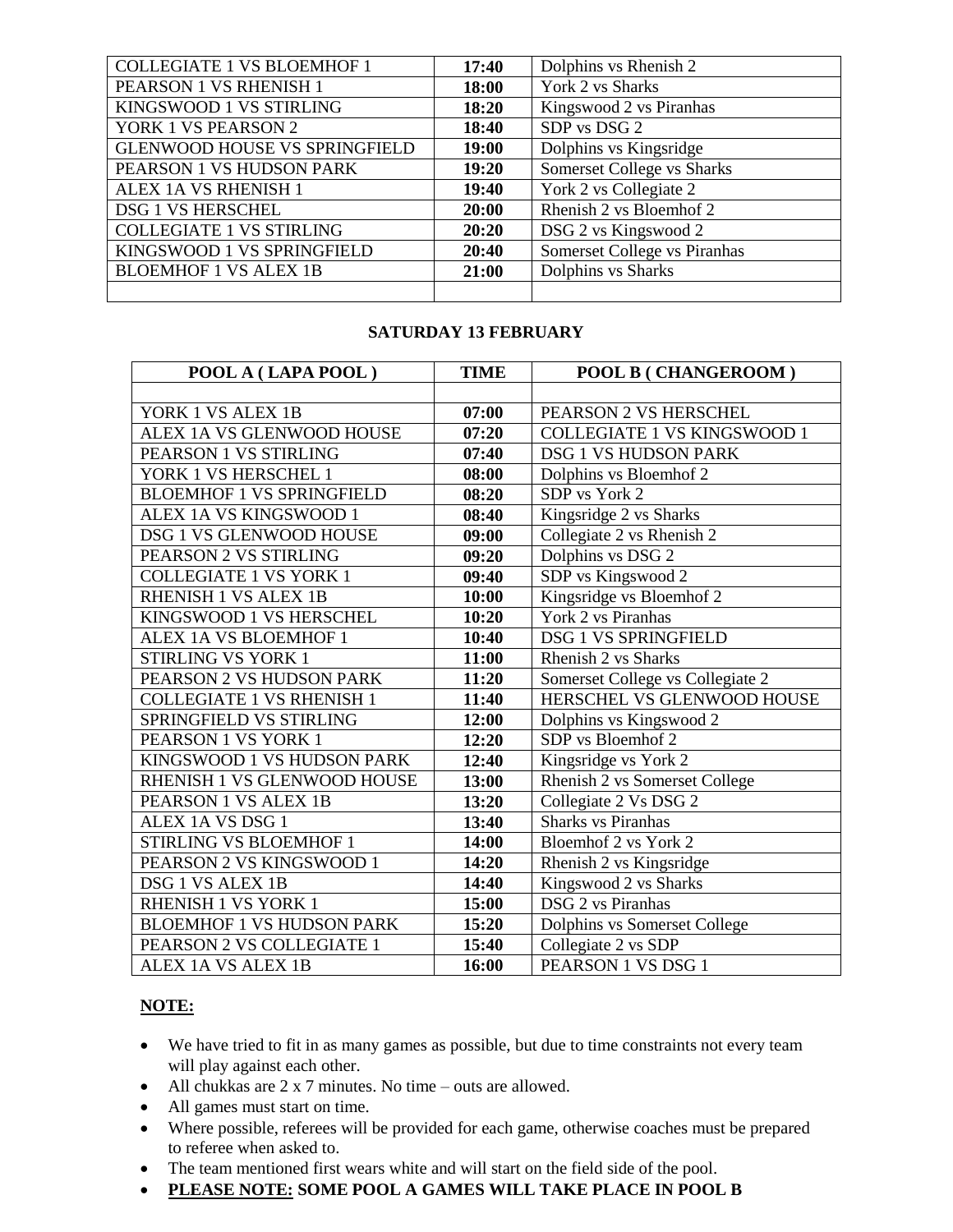| | | |
|---|---|---|
| COLLEGIATE 1 VS BLOEMHOF 1 | **17:40** | Dolphins vs Rhenish 2 |
| PEARSON 1 VS RHENISH 1 | **18:00** | York 2 vs Sharks |
| KINGSWOOD 1 VS STIRLING | **18:20** | Kingswood 2 vs Piranhas |
| YORK 1 VS PEARSON 2 | **18:40** | SDP vs DSG 2 |
| GLENWOOD HOUSE VS SPRINGFIELD | **19:00** | Dolphins vs Kingsridge |
| PEARSON 1 VS HUDSON PARK | **19:20** | Somerset College vs Sharks |
| ALEX 1A VS RHENISH 1 | **19:40** | York 2 vs Collegiate 2 |
| DSG 1 VS HERSCHEL | **20:00** | Rhenish 2 vs Bloemhof 2 |
| COLLEGIATE 1 VS STIRLING | **20:20** | DSG 2 vs Kingswood 2 |
| KINGSWOOD 1 VS SPRINGFIELD | **20:40** | Somerset College vs Piranhas |
| BLOEMHOF 1 VS ALEX 1B | **21:00** | Dolphins vs Sharks |
| | | |

**SATURDAY 13 FEBRUARY**

| POOL A ( LAPA POOL ) | TIME | POOL B ( CHANGEROOM ) |
|---|---|---|
| | | |
| YORK 1 VS ALEX 1B | **07:00** | PEARSON 2 VS HERSCHEL |
| ALEX 1A VS GLENWOOD HOUSE | **07:20** | COLLEGIATE 1 VS KINGSWOOD 1 |
| PEARSON 1 VS STIRLING | **07:40** | DSG 1 VS HUDSON PARK |
| YORK 1 VS HERSCHEL 1 | **08:00** | Dolphins vs Bloemhof 2 |
| BLOEMHOF 1 VS SPRINGFIELD | **08:20** | SDP vs York 2 |
| ALEX 1A VS KINGSWOOD 1 | **08:40** | Kingsridge 2 vs Sharks |
| DSG 1 VS GLENWOOD HOUSE | **09:00** | Collegiate 2 vs Rhenish 2 |
| PEARSON 2 VS STIRLING | **09:20** | Dolphins vs DSG 2 |
| COLLEGIATE 1 VS YORK 1 | **09:40** | SDP vs Kingswood 2 |
| RHENISH 1 VS ALEX 1B | **10:00** | Kingsridge vs Bloemhof 2 |
| KINGSWOOD 1 VS HERSCHEL | **10:20** | York 2 vs Piranhas |
| ALEX 1A VS BLOEMHOF 1 | **10:40** | DSG 1 VS SPRINGFIELD |
| STIRLING VS YORK 1 | **11:00** | Rhenish 2 vs Sharks |
| PEARSON 2 VS HUDSON PARK | **11:20** | Somerset College vs Collegiate 2 |
| COLLEGIATE 1 VS RHENISH 1 | **11:40** | HERSCHEL VS GLENWOOD HOUSE |
| SPRINGFIELD VS STIRLING | **12:00** | Dolphins vs Kingswood 2 |
| PEARSON 1 VS YORK 1 | **12:20** | SDP vs Bloemhof 2 |
| KINGSWOOD 1 VS HUDSON PARK | **12:40** | Kingsridge vs York 2 |
| RHENISH 1 VS GLENWOOD HOUSE | **13:00** | Rhenish 2 vs Somerset College |
| PEARSON 1 VS ALEX 1B | **13:20** | Collegiate 2 Vs DSG 2 |
| ALEX 1A VS DSG 1 | **13:40** | Sharks vs Piranhas |
| STIRLING VS BLOEMHOF 1 | **14:00** | Bloemhof 2 vs York 2 |
| PEARSON 2 VS KINGSWOOD 1 | **14:20** | Rhenish 2 vs Kingsridge |
| DSG 1 VS ALEX 1B | **14:40** | Kingswood 2 vs Sharks |
| RHENISH 1 VS YORK 1 | **15:00** | DSG 2 vs Piranhas |
| BLOEMHOF 1 VS HUDSON PARK | **15:20** | Dolphins vs Somerset College |
| PEARSON 2 VS COLLEGIATE 1 | **15:40** | Collegiate 2 vs SDP |
| ALEX 1A VS ALEX 1B | **16:00** | PEARSON 1 VS DSG 1 |

**NOTE:**

- We have tried to fit in as many games as possible, but due to time constraints not every team will play against each other.
- All chukkas are 2 x 7 minutes. No time – outs are allowed.
- All games must start on time.
- Where possible, referees will be provided for each game, otherwise coaches must be prepared to referee when asked to.
- The team mentioned first wears white and will start on the field side of the pool.
- **PLEASE NOTE: SOME POOL A GAMES WILL TAKE PLACE IN POOL B**